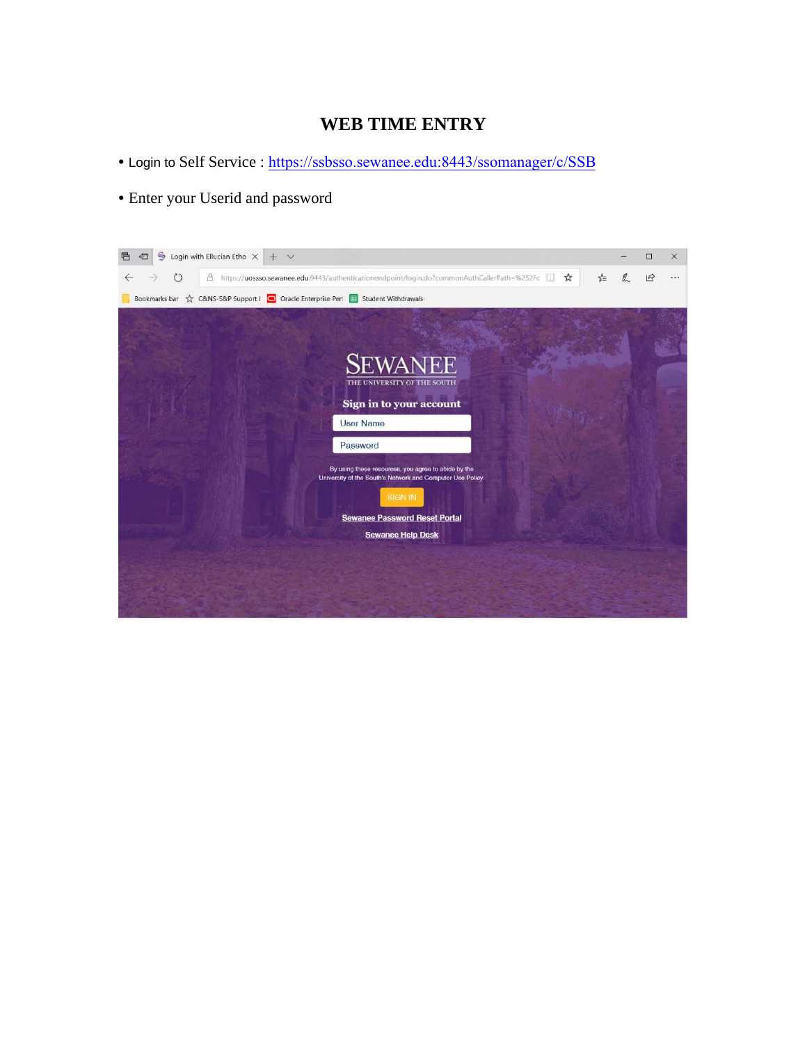# WEB TIME ENTRY

- Login to Self Service : [https://ssbsso.sewanee.edu:8443/ssomanager/c/SSB](https://ssbsso.sewanee.edu:8443/ssomanager/c/SSB)
- Enter your Userid and password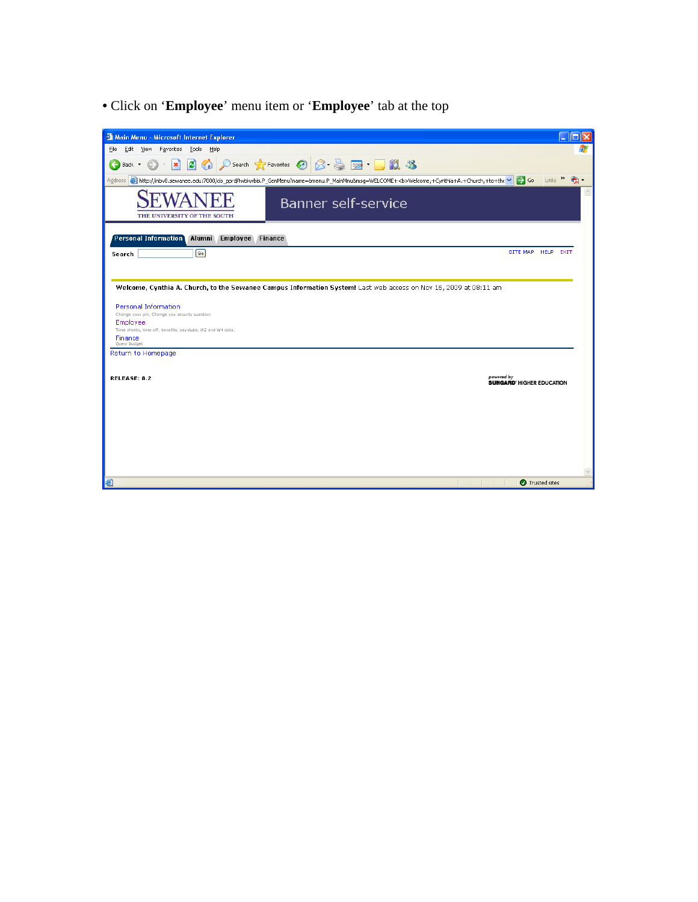• Click on '**Employee**' menu item or '**Employee**' tab at the top

Main Menu - Microsoft Internet Explorer

File Edit View Favorites Tools Help

Address http://inbv8.sewanee.edu:7000/cis_pprd/twbkwbis.P_GenMenu?name=bmenu.P_MainMnu&msg=WELCOME+<b>Welcome,+Cynthia+A.+Church,+to+the

SEWANEE THE UNIVERSITY OF THE SOUTH

Banner self-service

Personal Information | Alumni | Employee | Finance

Search [ ] Go

SITE MAP HELP EXIT

**Welcome, Cynthia A. Church, to the Sewanee Campus Information System!** Last web access on Nov 16, 2009 at 08:11 am

Personal Information
Change your pin, Change you security question

Employee
Time sheets, time off, benefits, paystubs, W2 and W4 data.

Finance
Query Budget

Return to Homepage

RELEASE: 8.2

powered by SUNGARD HIGHER EDUCATION

Trusted sites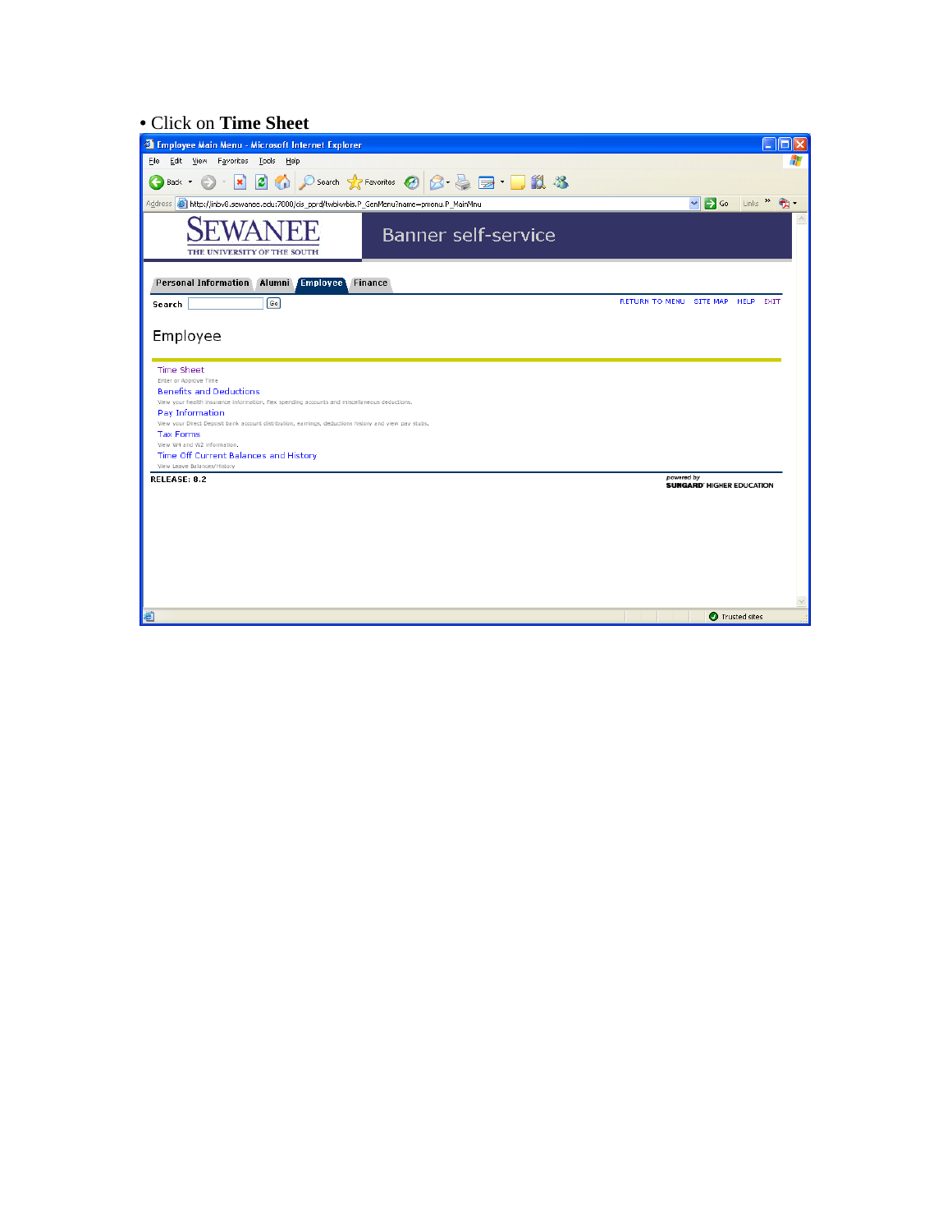• Click on **Time Sheet**

Employee Main Menu - Microsoft Internet Explorer

File Edit View Favorites Tools Help

Address http://jinbv8.sewanee.edu:7000/cis_prod/twbkwbis.P_GenMenu?name=pmenu.P_MainMnu

SEWANEE
THE UNIVERSITY OF THE SOUTH

Banner self-service

Personal Information | Alumni | Employee | Finance

Search [ ] Go

RETURN TO MENU SITE MAP HELP EXIT

## Employee

Time Sheet
Enter or Approve Time

Benefits and Deductions
View your health insurance information, flex spending accounts and miscellaneous deductions.

Pay Information
View your Direct Deposit bank account distribution, earnings, deductions history and view pay stubs.

Tax Forms
View W4 and W2 information.

Time Off Current Balances and History
View Leave Balances/History

RELEASE: 8.2

powered by SUNGARD HIGHER EDUCATION

Trusted sites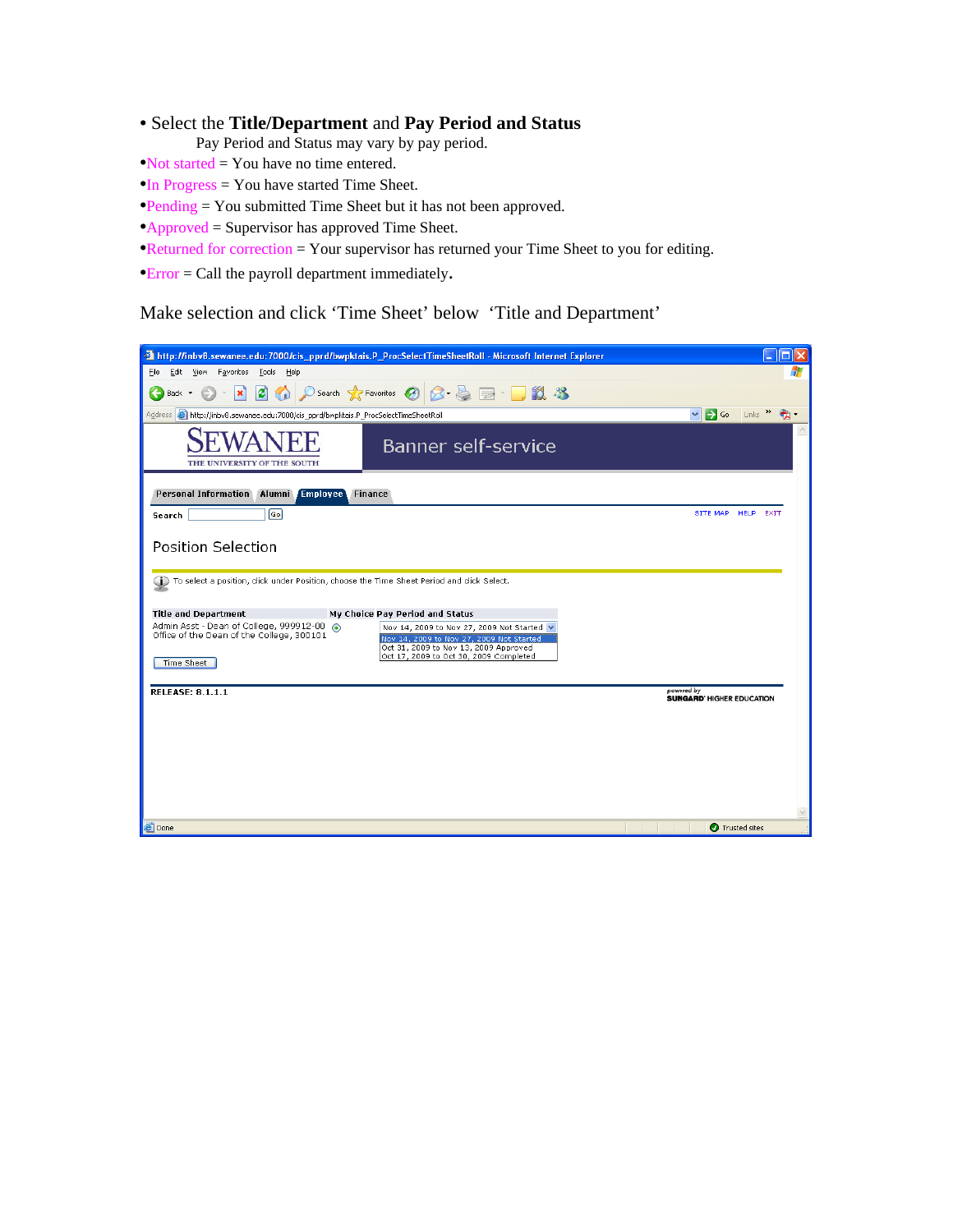- Select the **Title/Department** and **Pay Period and Status**

  Pay Period and Status may vary by pay period.

- Not started = You have no time entered.
- In Progress = You have started Time Sheet.
- Pending = You submitted Time Sheet but it has not been approved.
- Approved = Supervisor has approved Time Sheet.
- Returned for correction = Your supervisor has returned your Time Sheet to you for editing.
- Error = Call the payroll department immediately.

Make selection and click 'Time Sheet' below 'Title and Department'

http://inbv8.sewanee.edu:7000/cis_pprd/bwpktais.P_ProcSelectTimeSheetRoll - Microsoft Internet Explorer

SEWANEE
THE UNIVERSITY OF THE SOUTH

Banner self-service

Personal Information | Alumni | Employee | Finance

Search [Go]

SITE MAP HELP EXIT

Position Selection

To select a position, click under Position, choose the Time Sheet Period and click Select.

| Title and Department | My Choice | Pay Period and Status |
|---|---|---|
| Admin Asst - Dean of College, 999912-00<br>Office of the Dean of the College, 300101 | ◉ | Nov 14, 2009 to Nov 27, 2009 Not Started<br>Nov 14, 2009 to Nov 27, 2009 Not Started<br>Oct 31, 2009 to Nov 13, 2009 Approved<br>Oct 17, 2009 to Oct 30, 2009 Completed |

[Time Sheet]

RELEASE: 8.1.1.1

powered by SUNGARD HIGHER EDUCATION

Done | Trusted sites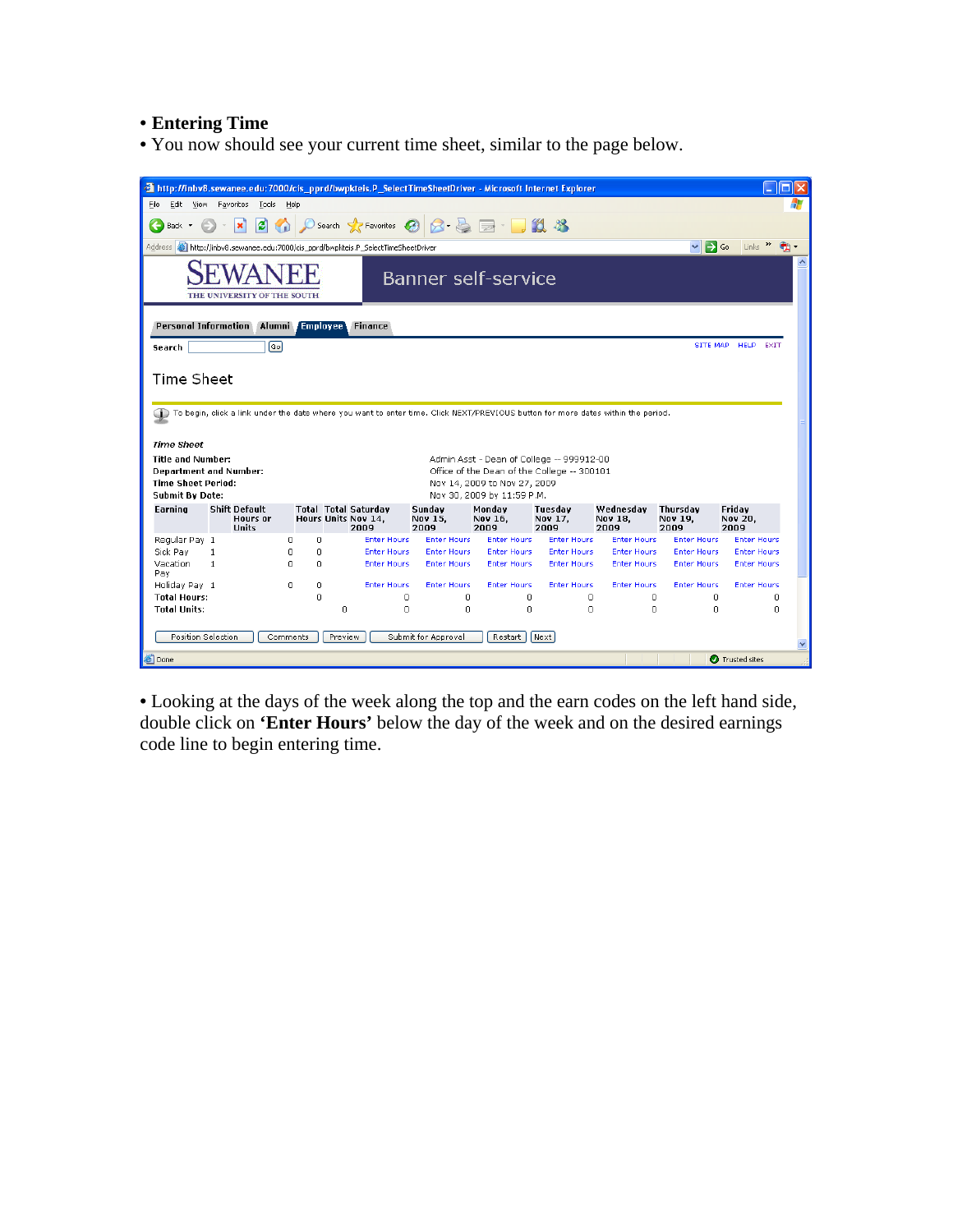- **Entering Time**
- You now should see your current time sheet, similar to the page below.

http://inbv8.sewanee.edu:7000/cis_pprd/bwpktais.P_SelectTimeSheetDriver - Microsoft Internet Explorer

SEWANEE THE UNIVERSITY OF THE SOUTH — Banner self-service

Personal Information | Alumni | Employee | Finance

Search [ ] Go — SITE MAP HELP EXIT

## Time Sheet

To begin, click a link under the date where you want to enter time. Click NEXT/PREVIOUS button for more dates within the period.

*Time Sheet*

**Title and Number:** Admin Asst - Dean of College -- 999912-00
**Department and Number:** Office of the Dean of the College -- 300101
**Time Sheet Period:** Nov 14, 2009 to Nov 27, 2009
**Submit By Date:** Nov 30, 2009 by 11:59 P.M.

| Earning | Shift | Default Hours or Units | Total Hours | Total Units | Saturday Nov 14, 2009 | Sunday Nov 15, 2009 | Monday Nov 16, 2009 | Tuesday Nov 17, 2009 | Wednesday Nov 18, 2009 | Thursday Nov 19, 2009 | Friday Nov 20, 2009 |
|---|---|---|---|---|---|---|---|---|---|---|---|
| Regular Pay | 1 | 0 | 0 | | Enter Hours | Enter Hours | Enter Hours | Enter Hours | Enter Hours | Enter Hours | Enter Hours |
| Sick Pay | 1 | 0 | 0 | | Enter Hours | Enter Hours | Enter Hours | Enter Hours | Enter Hours | Enter Hours | Enter Hours |
| Vacation Pay | 1 | 0 | 0 | | Enter Hours | Enter Hours | Enter Hours | Enter Hours | Enter Hours | Enter Hours | Enter Hours |
| Holiday Pay | 1 | 0 | 0 | | Enter Hours | Enter Hours | Enter Hours | Enter Hours | Enter Hours | Enter Hours | Enter Hours |
| Total Hours: | | | 0 | | 0 | 0 | 0 | 0 | 0 | 0 | 0 |
| Total Units: | | | | 0 | 0 | 0 | 0 | 0 | 0 | 0 | 0 |

Position Selection | Comments | Preview | Submit for Approval | Restart | Next

- Looking at the days of the week along the top and the earn codes on the left hand side, double click on **'Enter Hours'** below the day of the week and on the desired earnings code line to begin entering time.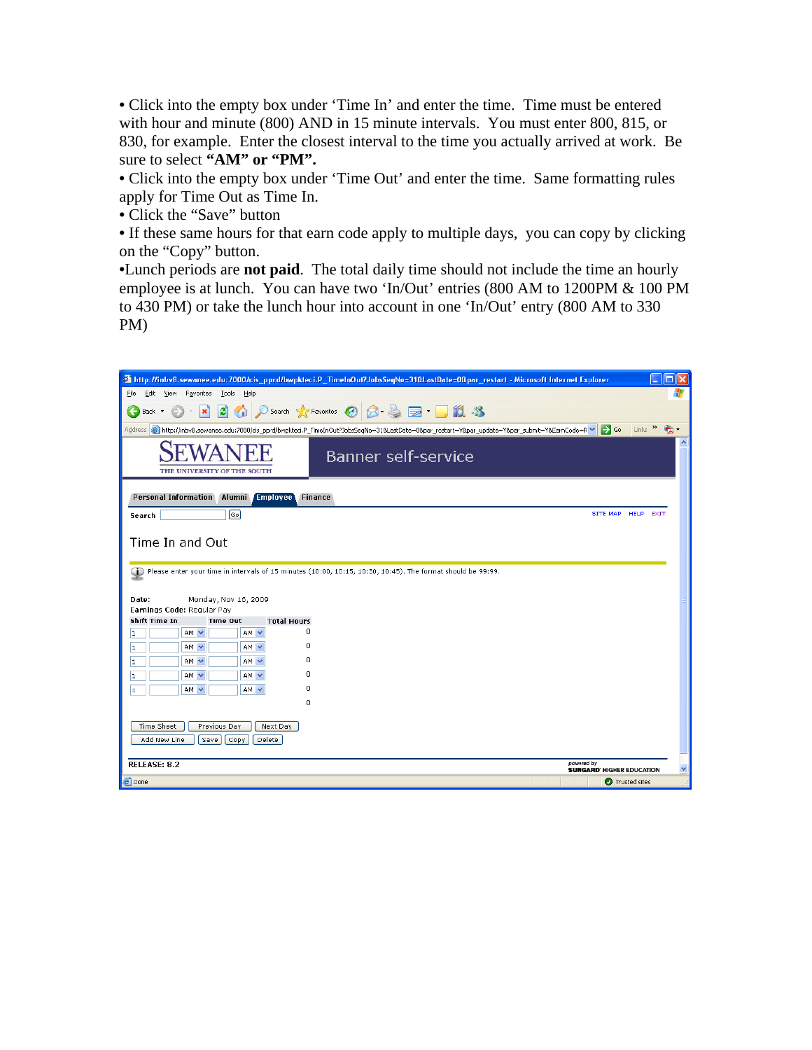- Click into the empty box under 'Time In' and enter the time. Time must be entered with hour and minute (800) AND in 15 minute intervals. You must enter 800, 815, or 830, for example. Enter the closest interval to the time you actually arrived at work. Be sure to select **"AM" or "PM".**
- Click into the empty box under 'Time Out' and enter the time. Same formatting rules apply for Time Out as Time In.
- Click the "Save" button
- If these same hours for that earn code apply to multiple days, you can copy by clicking on the "Copy" button.
- Lunch periods are **not paid**. The total daily time should not include the time an hourly employee is at lunch. You can have two 'In/Out' entries (800 AM to 1200PM & 100 PM to 430 PM) or take the lunch hour into account in one 'In/Out' entry (800 AM to 330 PM)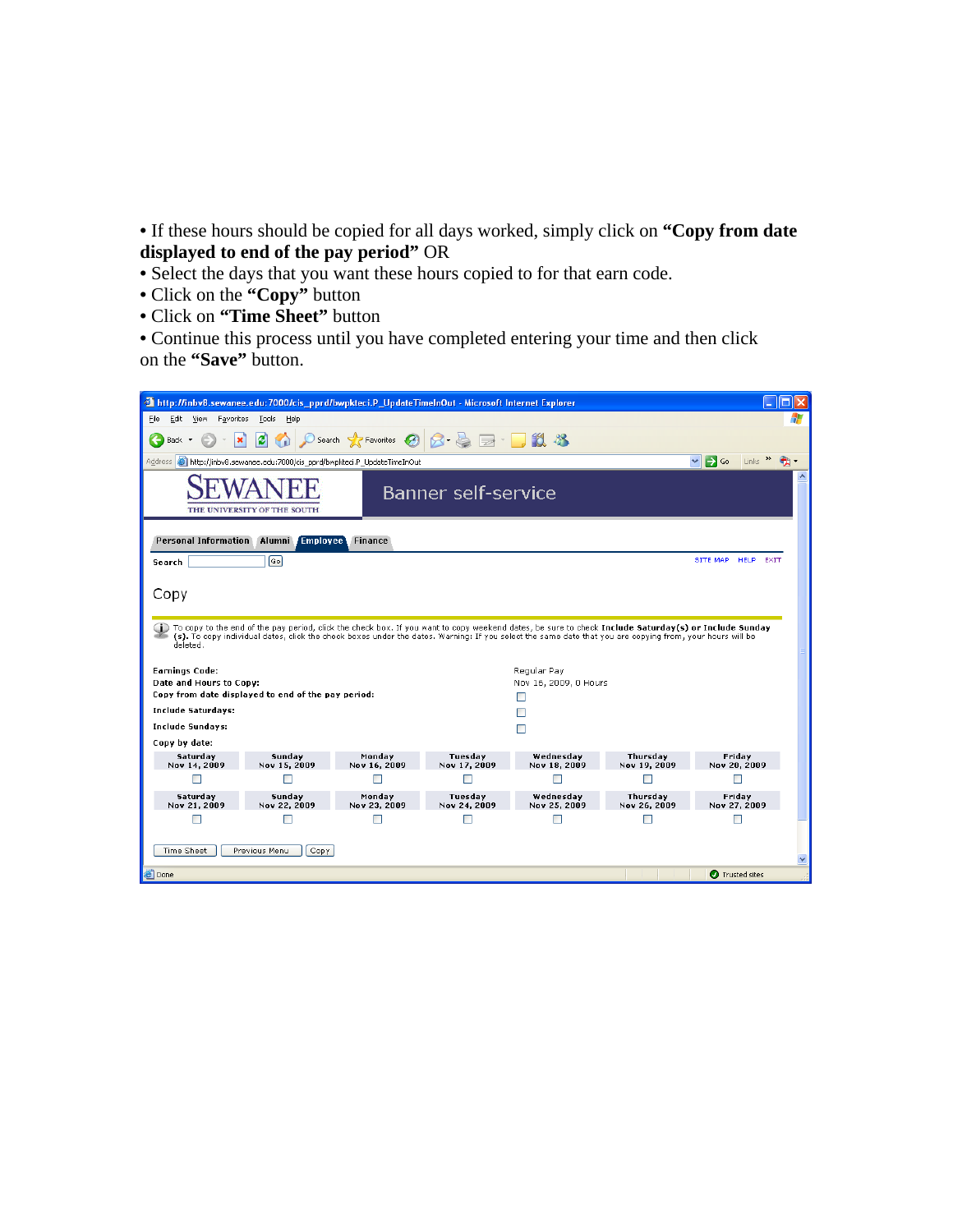- If these hours should be copied for all days worked, simply click on **"Copy from date displayed to end of the pay period"** OR
- Select the days that you want these hours copied to for that earn code.
- Click on the **"Copy"** button
- Click on **"Time Sheet"** button
- Continue this process until you have completed entering your time and then click on the **"Save"** button.

http://inbv8.sewanee.edu:7000/cis_pprd/bwpkteci.P_UpdateTimeInOut - Microsoft Internet Explorer

SEWANEE THE UNIVERSITY OF THE SOUTH — Banner self-service

Personal Information | Alumni | Employee | Finance

Search [ ] Go — SITE MAP HELP EXIT

Copy

To copy to the end of the pay period, click the check box. If you want to copy weekend dates, be sure to check **Include Saturday(s) or Include Sunday(s).** To copy individual dates, click the check boxes under the dates. Warning: If you select the same date that you are copying from, your hours will be deleted.

| | |
|---|---|
| Earnings Code: | Regular Pay |
| Date and Hours to Copy: | Nov 16, 2009, 0 Hours |
| Copy from date displayed to end of the pay period: | ☐ |
| Include Saturdays: | ☐ |
| Include Sundays: | ☐ |

Copy by date:

| Saturday Nov 14, 2009 | Sunday Nov 15, 2009 | Monday Nov 16, 2009 | Tuesday Nov 17, 2009 | Wednesday Nov 18, 2009 | Thursday Nov 19, 2009 | Friday Nov 20, 2009 |
|---|---|---|---|---|---|---|
| ☐ | ☐ | ☐ | ☐ | ☐ | ☐ | ☐ |
| **Saturday Nov 21, 2009** | **Sunday Nov 22, 2009** | **Monday Nov 23, 2009** | **Tuesday Nov 24, 2009** | **Wednesday Nov 25, 2009** | **Thursday Nov 26, 2009** | **Friday Nov 27, 2009** |
| ☐ | ☐ | ☐ | ☐ | ☐ | ☐ | ☐ |

[Time Sheet] [Previous Menu] [Copy]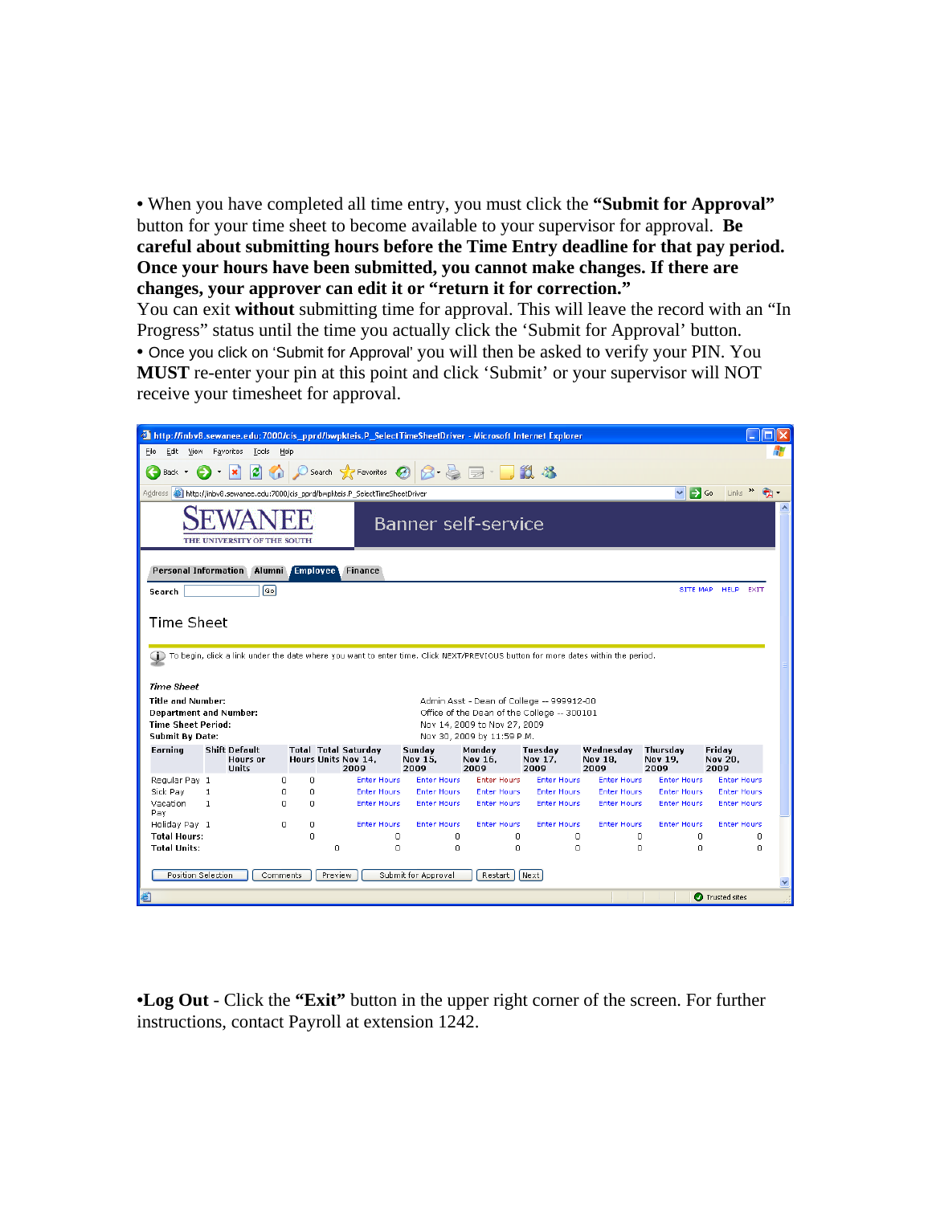- When you have completed all time entry, you must click the **"Submit for Approval"** button for your time sheet to become available to your supervisor for approval. **Be careful about submitting hours before the Time Entry deadline for that pay period. Once your hours have been submitted, you cannot make changes. If there are changes, your approver can edit it or "return it for correction."**

You can exit **without** submitting time for approval. This will leave the record with an "In Progress" status until the time you actually click the 'Submit for Approval' button.

- Once you click on 'Submit for Approval' you will then be asked to verify your PIN. You **MUST** re-enter your pin at this point and click 'Submit' or your supervisor will NOT receive your timesheet for approval.

http://inbv8.sewanee.edu:7000/cis_prod/bwpkteis.P_SelectTimeSheetDriver - Microsoft Internet Explorer

SEWANEE THE UNIVERSITY OF THE SOUTH — Banner self-service

Personal Information | Alumni | Employee | Finance

Search [ ] Go — SITE MAP HELP EXIT

Time Sheet

To begin, click a link under the date where you want to enter time. Click NEXT/PREVIOUS button for more dates within the period.

*Time Sheet*

**Title and Number:** Admin Asst - Dean of College -- 999912-00
**Department and Number:** Office of the Dean of the College -- 300101
**Time Sheet Period:** Nov 14, 2009 to Nov 27, 2009
**Submit By Date:** Nov 30, 2009 by 11:59 P.M.

| Earning | Shift | Default Hours or Units | Total Hours | Total Units | Saturday Nov 14, 2009 | Sunday Nov 15, 2009 | Monday Nov 16, 2009 | Tuesday Nov 17, 2009 | Wednesday Nov 18, 2009 | Thursday Nov 19, 2009 | Friday Nov 20, 2009 |
|---|---|---|---|---|---|---|---|---|---|---|---|
| Regular Pay | 1 | 0 | 0 | | Enter Hours | Enter Hours | Enter Hours | Enter Hours | Enter Hours | Enter Hours | Enter Hours |
| Sick Pay | 1 | 0 | 0 | | Enter Hours | Enter Hours | Enter Hours | Enter Hours | Enter Hours | Enter Hours | Enter Hours |
| Vacation Pay | 1 | 0 | 0 | | Enter Hours | Enter Hours | Enter Hours | Enter Hours | Enter Hours | Enter Hours | Enter Hours |
| Holiday Pay | 1 | 0 | 0 | | Enter Hours | Enter Hours | Enter Hours | Enter Hours | Enter Hours | Enter Hours | Enter Hours |
| Total Hours: | | | 0 | | 0 | 0 | 0 | 0 | 0 | 0 | 0 |
| Total Units: | | | | 0 | 0 | 0 | 0 | 0 | 0 | 0 | 0 |

[Position Selection] [Comments] [Preview] [Submit for Approval] [Restart] [Next]

- **Log Out** - Click the **"Exit"** button in the upper right corner of the screen. For further instructions, contact Payroll at extension 1242.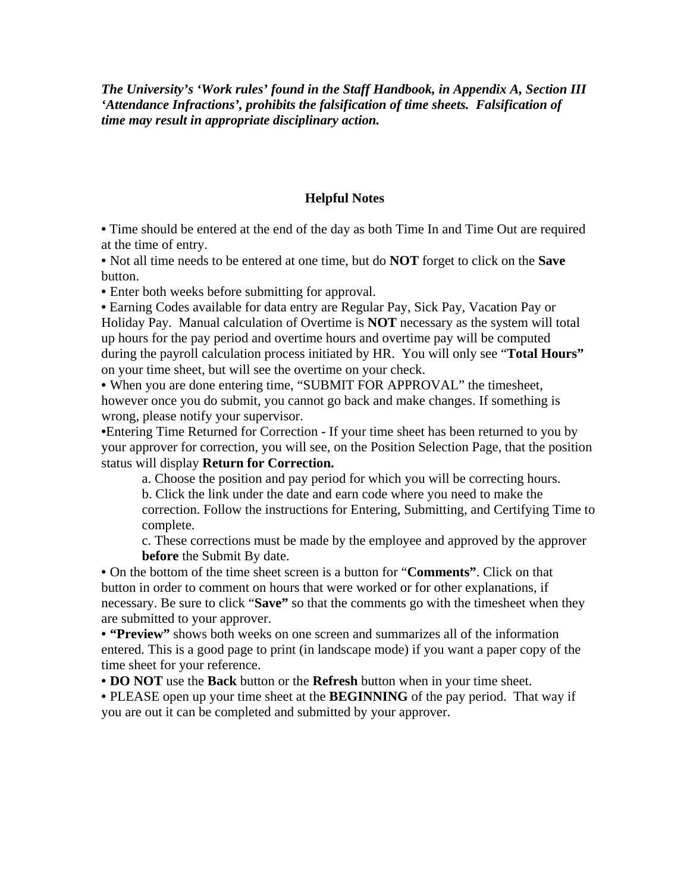***The University's 'Work rules' found in the Staff Handbook, in Appendix A, Section III 'Attendance Infractions', prohibits the falsification of time sheets. Falsification of time may result in appropriate disciplinary action.***

## Helpful Notes

- Time should be entered at the end of the day as both Time In and Time Out are required at the time of entry.
- Not all time needs to be entered at one time, but do **NOT** forget to click on the **Save** button.
- Enter both weeks before submitting for approval.
- Earning Codes available for data entry are Regular Pay, Sick Pay, Vacation Pay or Holiday Pay. Manual calculation of Overtime is **NOT** necessary as the system will total up hours for the pay period and overtime hours and overtime pay will be computed during the payroll calculation process initiated by HR. You will only see "**Total Hours"** on your time sheet, but will see the overtime on your check.
- When you are done entering time, "SUBMIT FOR APPROVAL" the timesheet, however once you do submit, you cannot go back and make changes. If something is wrong, please notify your supervisor.
- Entering Time Returned for Correction **-** If your time sheet has been returned to you by your approver for correction, you will see, on the Position Selection Page, that the position status will display **Return for Correction.**
    a. Choose the position and pay period for which you will be correcting hours.
    b. Click the link under the date and earn code where you need to make the correction. Follow the instructions for Entering, Submitting, and Certifying Time to complete.
    c. These corrections must be made by the employee and approved by the approver **before** the Submit By date.
- On the bottom of the time sheet screen is a button for "**Comments"**. Click on that button in order to comment on hours that were worked or for other explanations, if necessary. Be sure to click "**Save"** so that the comments go with the timesheet when they are submitted to your approver.
- **"Preview"** shows both weeks on one screen and summarizes all of the information entered. This is a good page to print (in landscape mode) if you want a paper copy of the time sheet for your reference.
- **DO NOT** use the **Back** button or the **Refresh** button when in your time sheet.
- PLEASE open up your time sheet at the **BEGINNING** of the pay period. That way if you are out it can be completed and submitted by your approver.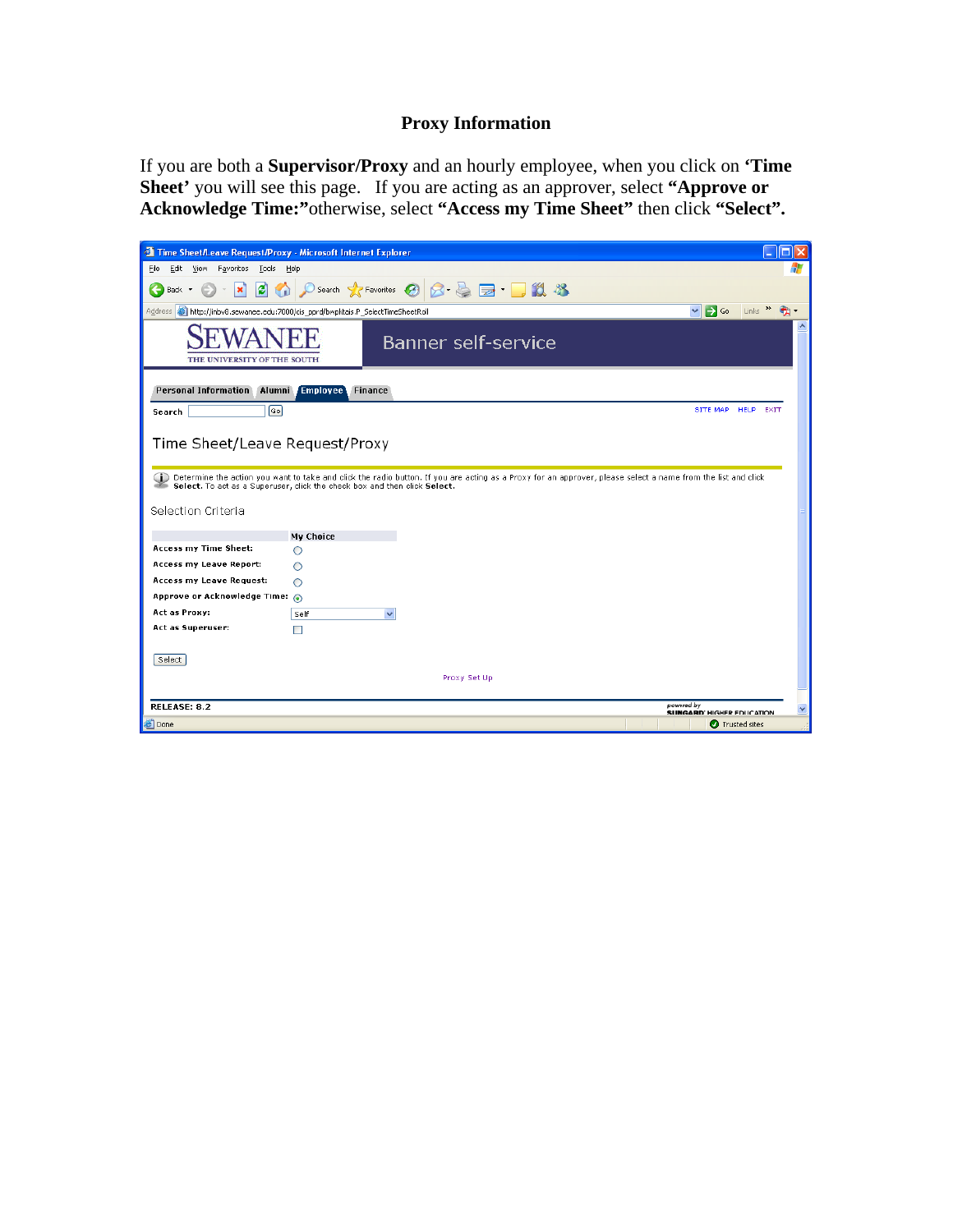# Proxy Information

If you are both a **Supervisor/Proxy** and an hourly employee, when you click on **'Time Sheet'** you will see this page. If you are acting as an approver, select **"Approve or Acknowledge Time:"** otherwise, select **"Access my Time Sheet"** then click **"Select".**

Time Sheet/Leave Request/Proxy - Microsoft Internet Explorer

SEWANEE THE UNIVERSITY OF THE SOUTH

Banner self-service

Personal Information | Alumni | Employee | Finance

Search [Go] SITE MAP HELP EXIT

Time Sheet/Leave Request/Proxy

Determine the action you want to take and click the radio button. If you are acting as a Proxy for an approver, please select a name from the list and click **Select.** To act as a Superuser, click the check box and then click **Select.**

Selection Criteria

| | My Choice |
|---|---|
| Access my Time Sheet: | ○ |
| Access my Leave Report: | ○ |
| Access my Leave Request: | ○ |
| Approve or Acknowledge Time: | ◉ |
| Act as Proxy: | Self |
| Act as Superuser: | ☐ |

Select

Proxy Set Up

RELEASE: 8.2

powered by SUNGARD HIGHER EDUCATION